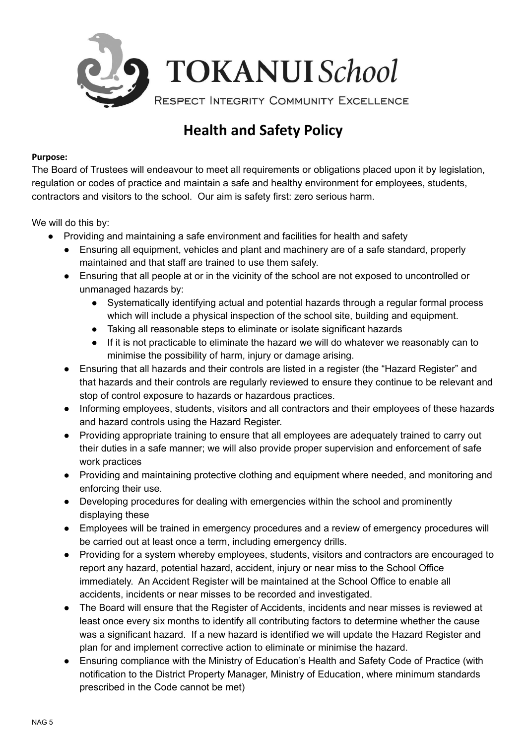# TOKANUI *School*

RESPECT INTEGRITY COMMUNITY EXCELLENCE

## Health and Safety Policy

**Purpose:**

The Board of Trustees will endeavour to meet all requirements or obligations placed upon it by legislation, regulation or codes of practice and maintain a safe and healthy environment for employees, students, contractors and visitors to the school. Our aim is safety first: zero serious harm.

We will do this by:

- Providing and maintaining a safe environment and facilities for health and safety
  - Ensuring all equipment, vehicles and plant and machinery are of a safe standard, properly maintained and that staff are trained to use them safely.
  - Ensuring that all people at or in the vicinity of the school are not exposed to uncontrolled or unmanaged hazards by:
    - Systematically identifying actual and potential hazards through a regular formal process which will include a physical inspection of the school site, building and equipment.
    - Taking all reasonable steps to eliminate or isolate significant hazards
    - If it is not practicable to eliminate the hazard we will do whatever we reasonably can to minimise the possibility of harm, injury or damage arising.
  - Ensuring that all hazards and their controls are listed in a register (the "Hazard Register" and that hazards and their controls are regularly reviewed to ensure they continue to be relevant and stop of control exposure to hazards or hazardous practices.
  - Informing employees, students, visitors and all contractors and their employees of these hazards and hazard controls using the Hazard Register.
  - Providing appropriate training to ensure that all employees are adequately trained to carry out their duties in a safe manner; we will also provide proper supervision and enforcement of safe work practices
  - Providing and maintaining protective clothing and equipment where needed, and monitoring and enforcing their use.
  - Developing procedures for dealing with emergencies within the school and prominently displaying these
  - Employees will be trained in emergency procedures and a review of emergency procedures will be carried out at least once a term, including emergency drills.
  - Providing for a system whereby employees, students, visitors and contractors are encouraged to report any hazard, potential hazard, accident, injury or near miss to the School Office immediately. An Accident Register will be maintained at the School Office to enable all accidents, incidents or near misses to be recorded and investigated.
  - The Board will ensure that the Register of Accidents, incidents and near misses is reviewed at least once every six months to identify all contributing factors to determine whether the cause was a significant hazard. If a new hazard is identified we will update the Hazard Register and plan for and implement corrective action to eliminate or minimise the hazard.
  - Ensuring compliance with the Ministry of Education's Health and Safety Code of Practice (with notification to the District Property Manager, Ministry of Education, where minimum standards prescribed in the Code cannot be met)

NAG 5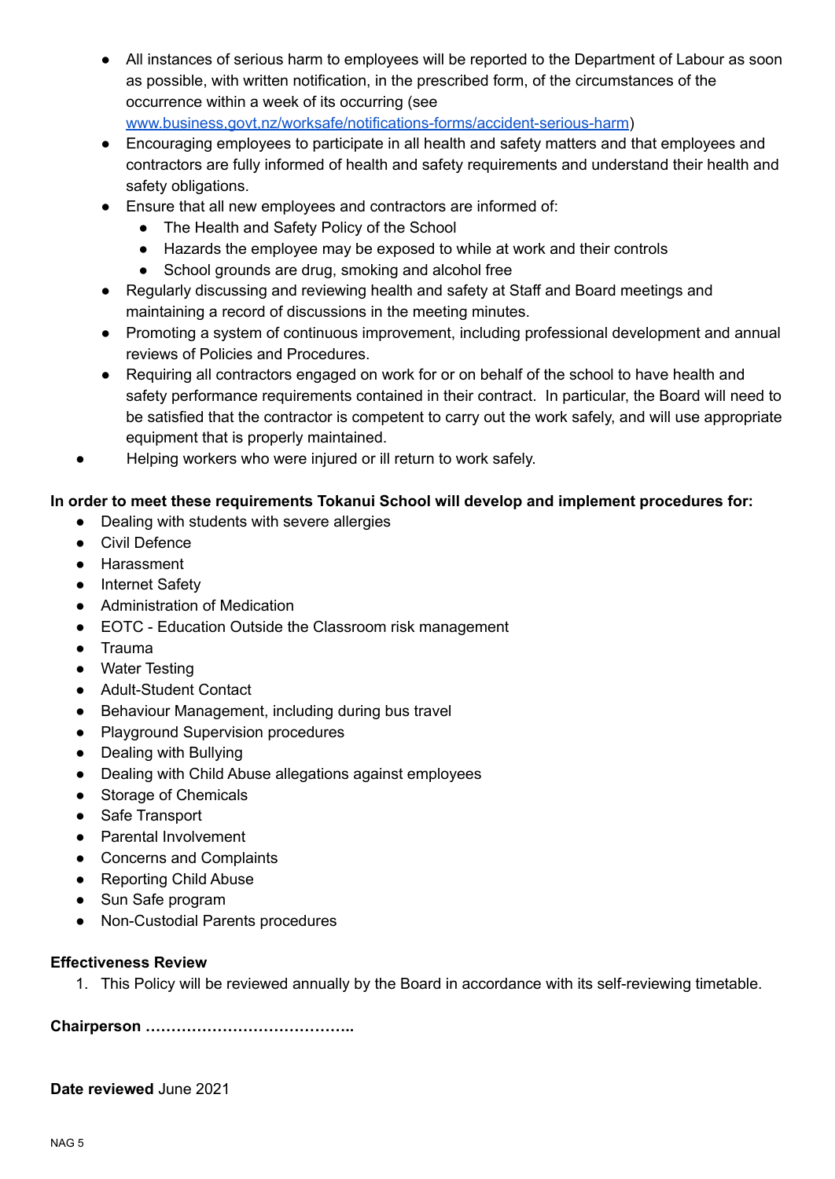- All instances of serious harm to employees will be reported to the Department of Labour as soon as possible, with written notification, in the prescribed form, of the circumstances of the occurrence within a week of its occurring (see [www.business.govt.nz/worksafe/notifications-forms/accident-serious-harm](www.business.govt.nz/worksafe/notifications-forms/accident-serious-harm))
- Encouraging employees to participate in all health and safety matters and that employees and contractors are fully informed of health and safety requirements and understand their health and safety obligations.
- Ensure that all new employees and contractors are informed of:
  - The Health and Safety Policy of the School
  - Hazards the employee may be exposed to while at work and their controls
  - School grounds are drug, smoking and alcohol free
- Regularly discussing and reviewing health and safety at Staff and Board meetings and maintaining a record of discussions in the meeting minutes.
- Promoting a system of continuous improvement, including professional development and annual reviews of Policies and Procedures.
- Requiring all contractors engaged on work for or on behalf of the school to have health and safety performance requirements contained in their contract. In particular, the Board will need to be satisfied that the contractor is competent to carry out the work safely, and will use appropriate equipment that is properly maintained.
- Helping workers who were injured or ill return to work safely.

**In order to meet these requirements Tokanui School will develop and implement procedures for:**

- Dealing with students with severe allergies
- Civil Defence
- Harassment
- Internet Safety
- Administration of Medication
- EOTC - Education Outside the Classroom risk management
- Trauma
- Water Testing
- Adult-Student Contact
- Behaviour Management, including during bus travel
- Playground Supervision procedures
- Dealing with Bullying
- Dealing with Child Abuse allegations against employees
- Storage of Chemicals
- Safe Transport
- Parental Involvement
- Concerns and Complaints
- Reporting Child Abuse
- Sun Safe program
- Non-Custodial Parents procedures

**Effectiveness Review**

1. This Policy will be reviewed annually by the Board in accordance with its self-reviewing timetable.

**Chairperson …………………………………..**

**Date reviewed** June 2021

NAG 5